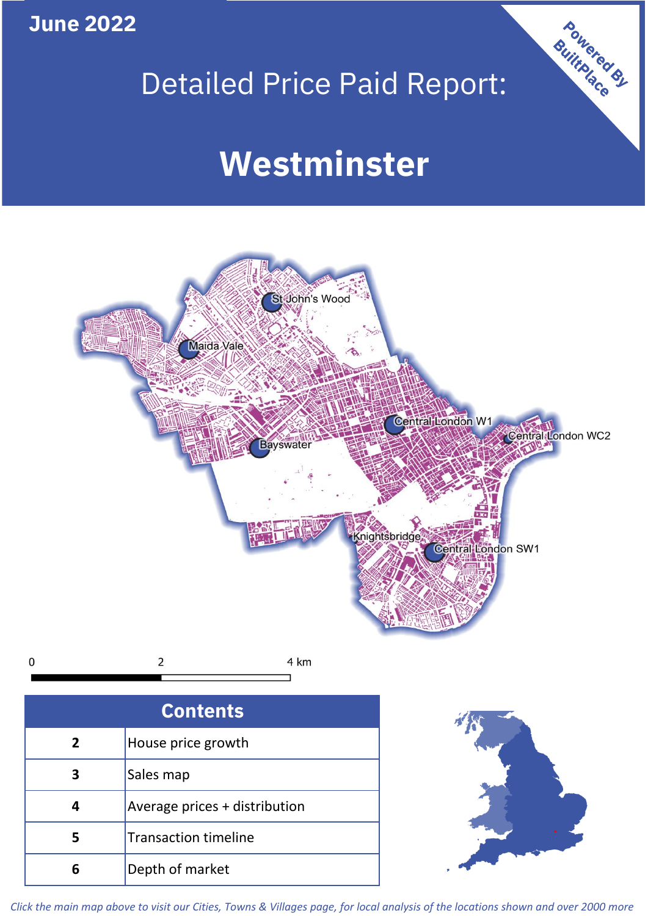June 2022

# Detailed Price Paid Report:

# Westminster

Powered By BuiltPlace

St John's Wood
Maida Vale
Central London W1
Central London WC2
Bayswater
Knightsbridge
Central London SW1

0 2 4 km

| Contents | |
|---|---|
| 2 | House price growth |
| 3 | Sales map |
| 4 | Average prices + distribution |
| 5 | Transaction timeline |
| 6 | Depth of market |

*Click the main map above to visit our Cities, Towns & Villages page, for local analysis of the locations shown and over 2000 more*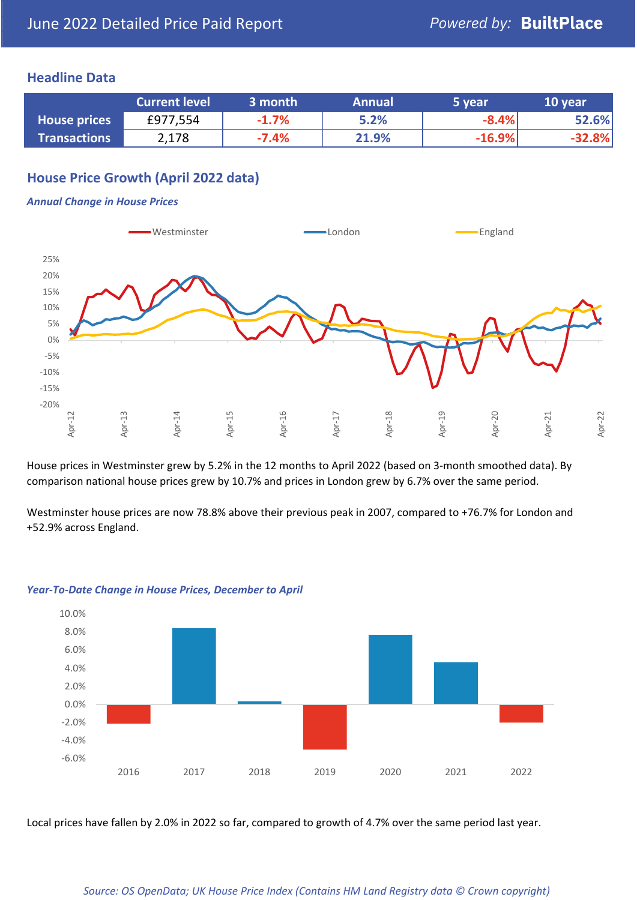# June 2022 Detailed Price Paid Report

*Powered by:* **BuiltPlace**

## Headline Data

| | Current level | 3 month | Annual | 5 year | 10 year |
|---|---|---|---|---|---|
| **House prices** | £977,554 | -1.7% | 5.2% | -8.4% | 52.6% |
| **Transactions** | 2,178 | -7.4% | 21.9% | -16.9% | -32.8% |

## House Price Growth (April 2022 data)

***Annual Change in House Prices***

House prices in Westminster grew by 5.2% in the 12 months to April 2022 (based on 3-month smoothed data). By comparison national house prices grew by 10.7% and prices in London grew by 6.7% over the same period.

Westminster house prices are now 78.8% above their previous peak in 2007, compared to +76.7% for London and +52.9% across England.

***Year-To-Date Change in House Prices, December to April***

Local prices have fallen by 2.0% in 2022 so far, compared to growth of 4.7% over the same period last year.

*Source: OS OpenData; UK House Price Index (Contains HM Land Registry data © Crown copyright)*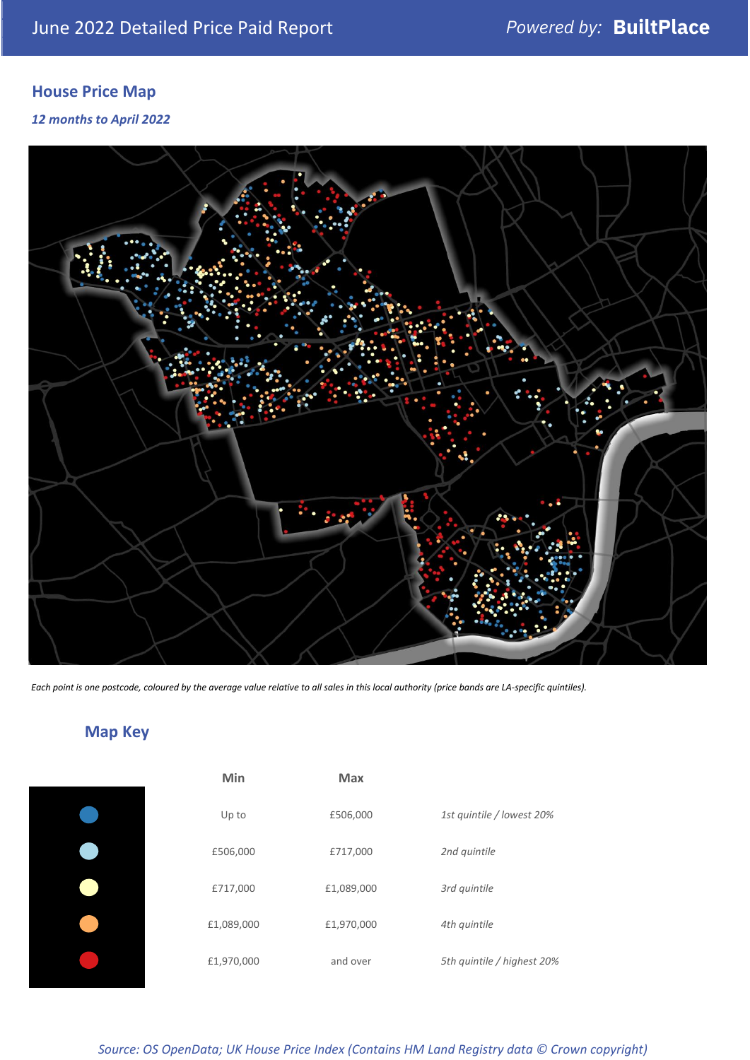# June 2022 Detailed Price Paid Report

*Powered by:* **BuiltPlace**

## House Price Map

*12 months to April 2022*

*Each point is one postcode, coloured by the average value relative to all sales in this local authority (price bands are LA-specific quintiles).*

## Map Key

| | Min | Max | |
|---|---|---|---|
| Dark blue | Up to | £506,000 | *1st quintile / lowest 20%* |
| Light blue | £506,000 | £717,000 | *2nd quintile* |
| Pale yellow | £717,000 | £1,089,000 | *3rd quintile* |
| Orange | £1,089,000 | £1,970,000 | *4th quintile* |
| Red | £1,970,000 | and over | *5th quintile / highest 20%* |

*Source: OS OpenData; UK House Price Index (Contains HM Land Registry data © Crown copyright)*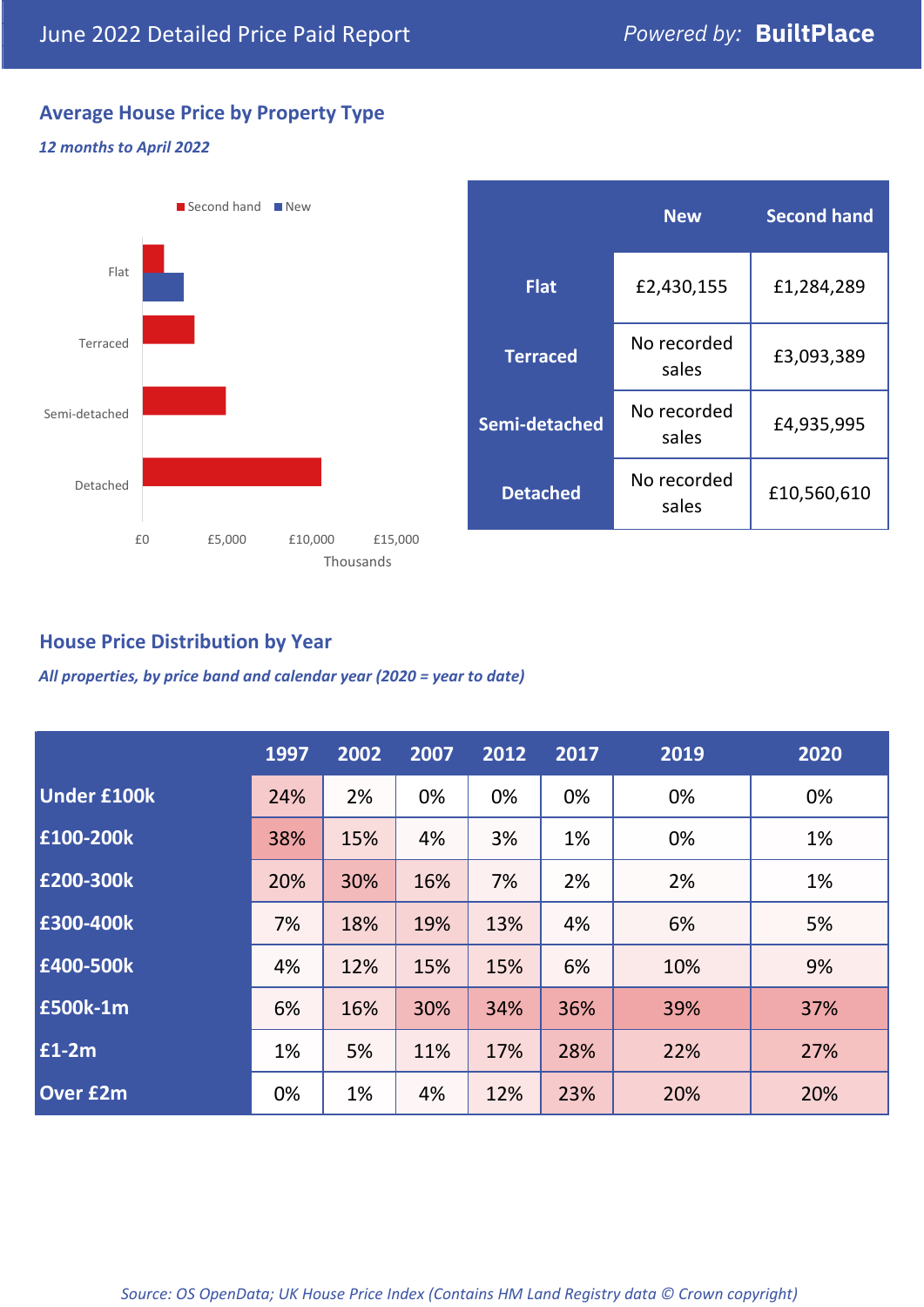June 2022 Detailed Price Paid Report

*Powered by:* **BuiltPlace**

## Average House Price by Property Type

***12 months to April 2022***

| | New | Second hand |
|---|---|---|
| **Flat** | £2,430,155 | £1,284,289 |
| **Terraced** | No recorded sales | £3,093,389 |
| **Semi-detached** | No recorded sales | £4,935,995 |
| **Detached** | No recorded sales | £10,560,610 |

## House Price Distribution by Year

***All properties, by price band and calendar year (2020 = year to date)***

| | 1997 | 2002 | 2007 | 2012 | 2017 | 2019 | 2020 |
|---|---|---|---|---|---|---|---|
| **Under £100k** | 24% | 2% | 0% | 0% | 0% | 0% | 0% |
| **£100-200k** | 38% | 15% | 4% | 3% | 1% | 0% | 1% |
| **£200-300k** | 20% | 30% | 16% | 7% | 2% | 2% | 1% |
| **£300-400k** | 7% | 18% | 19% | 13% | 4% | 6% | 5% |
| **£400-500k** | 4% | 12% | 15% | 15% | 6% | 10% | 9% |
| **£500k-1m** | 6% | 16% | 30% | 34% | 36% | 39% | 37% |
| **£1-2m** | 1% | 5% | 11% | 17% | 28% | 22% | 27% |
| **Over £2m** | 0% | 1% | 4% | 12% | 23% | 20% | 20% |

*Source: OS OpenData; UK House Price Index (Contains HM Land Registry data © Crown copyright)*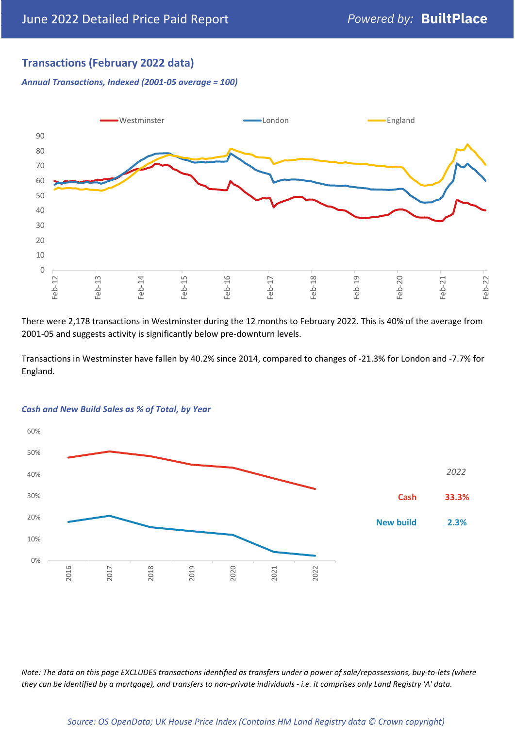## Transactions (February 2022 data)

*Annual Transactions, Indexed (2001-05 average = 100)*

There were 2,178 transactions in Westminster during the 12 months to February 2022. This is 40% of the average from 2001-05 and suggests activity is significantly below pre-downturn levels.

Transactions in Westminster have fallen by 40.2% since 2014, compared to changes of -21.3% for London and -7.7% for England.

*Cash and New Build Sales as % of Total, by Year*

| 2022 | |
|---|---|
| Cash | 33.3% |
| New build | 2.3% |

*Note: The data on this page EXCLUDES transactions identified as transfers under a power of sale/repossessions, buy-to-lets (where they can be identified by a mortgage), and transfers to non-private individuals - i.e. it comprises only Land Registry 'A' data.*

*Source: OS OpenData; UK House Price Index (Contains HM Land Registry data © Crown copyright)*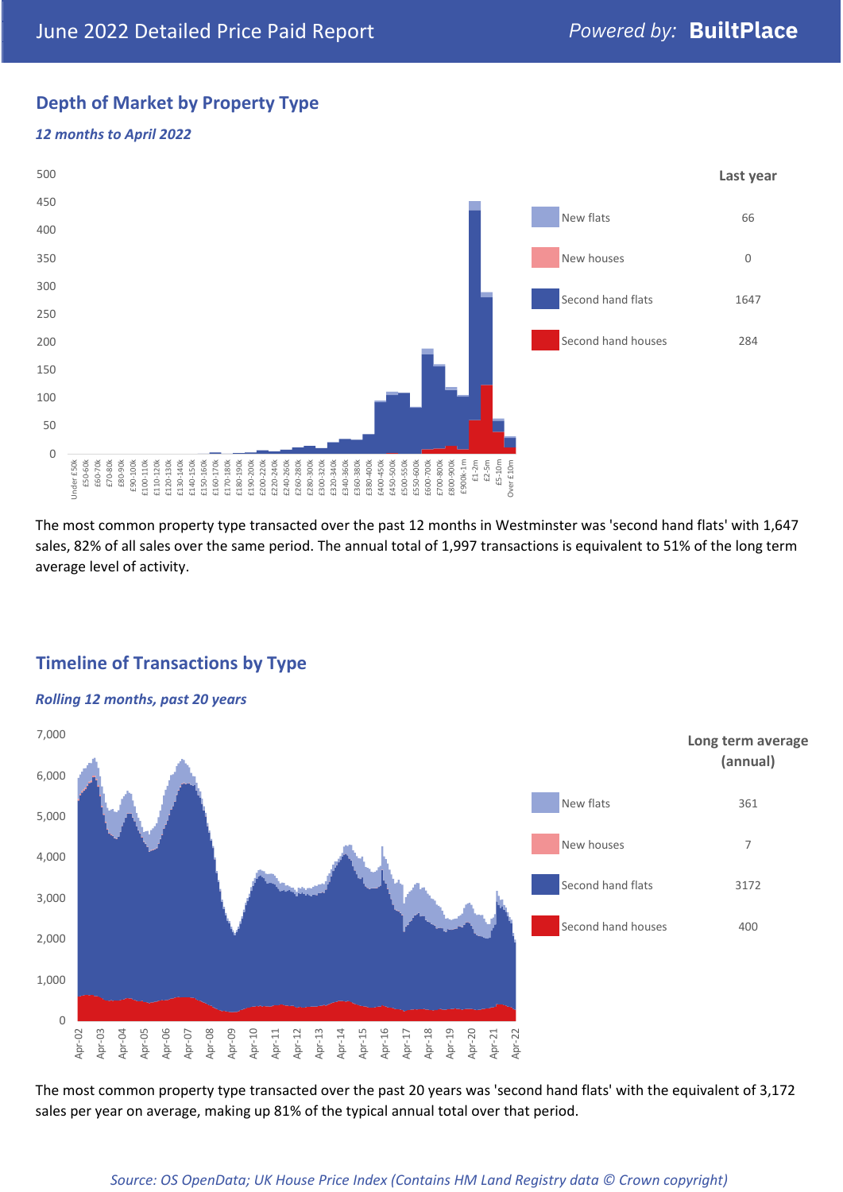# June 2022 Detailed Price Paid Report

Powered by: **BuiltPlace**

## Depth of Market by Property Type

*12 months to April 2022*

500
450
400
350
300
250
200
150
100
50
0

Under £50k, £50-60k, £60-70k, £70-80k, £80-90k, £90-100k, £100-110k, £110-120k, £120-130k, £130-140k, £140-150k, £150-160k, £160-170k, £170-180k, £180-190k, £190-200k, £200-220k, £220-240k, £240-260k, £260-280k, £280-300k, £300-320k, £320-340k, £340-360k, £360-380k, £380-400k, £400-450k, £450-500k, £500-550k, £550-600k, £600-700k, £700-800k, £800-900k, £900k-1m, £1-2m, £2-5m, £5-10m, Over £10m

Last year

New flats 66

New houses 0

Second hand flats 1647

Second hand houses 284

The most common property type transacted over the past 12 months in Westminster was 'second hand flats' with 1,647 sales, 82% of all sales over the same period. The annual total of 1,997 transactions is equivalent to 51% of the long term average level of activity.

## Timeline of Transactions by Type

*Rolling 12 months, past 20 years*

7,000
6,000
5,000
4,000
3,000
2,000
1,000
0

Apr-02, Apr-03, Apr-04, Apr-05, Apr-06, Apr-07, Apr-08, Apr-09, Apr-10, Apr-11, Apr-12, Apr-13, Apr-14, Apr-15, Apr-16, Apr-17, Apr-18, Apr-19, Apr-20, Apr-21, Apr-22

Long term average (annual)

New flats 361

New houses 7

Second hand flats 3172

Second hand houses 400

The most common property type transacted over the past 20 years was 'second hand flats' with the equivalent of 3,172 sales per year on average, making up 81% of the typical annual total over that period.

*Source: OS OpenData; UK House Price Index (Contains HM Land Registry data © Crown copyright)*